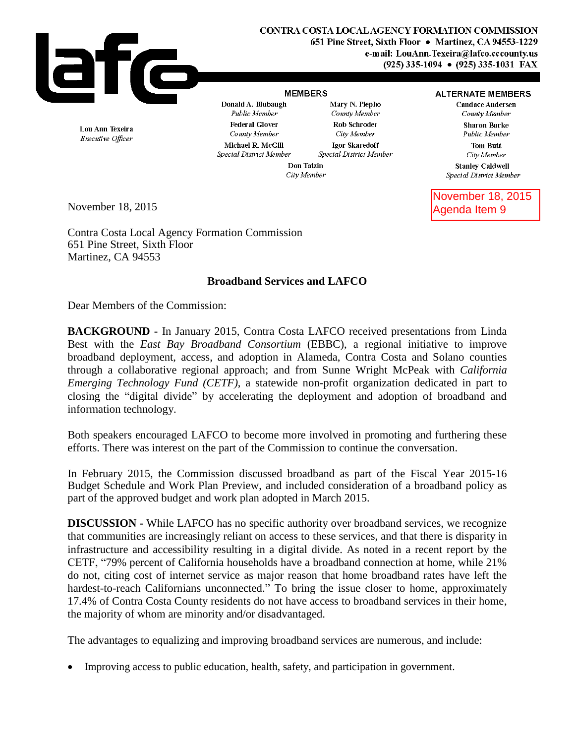**CONTRA COSTA LOCAL AGENCY FORMATION COMMISSION**
651 Pine Street, Sixth Floor • Martinez, CA 94553-1229
e-mail: LouAnn.Texeira@lafco.cccounty.us
(925) 335-1094 • (925) 335-1031 FAX

Lou Ann Texeira
*Executive Officer*

**MEMBERS**

Donald A. Blubaugh, *Public Member*
Mary N. Piepho, *County Member*
Federal Glover, *County Member*
Rob Schroder, *City Member*
Michael R. McGill, *Special District Member*
Igor Skaredoff, *Special District Member*
Don Tatzin, *City Member*

**ALTERNATE MEMBERS**

Candace Andersen, *County Member*
Sharon Burke, *Public Member*
Tom Butt, *City Member*
Stanley Caldwell, *Special District Member*

November 18, 2015
Agenda Item 9

November 18, 2015

Contra Costa Local Agency Formation Commission
651 Pine Street, Sixth Floor
Martinez, CA 94553

## Broadband Services and LAFCO

Dear Members of the Commission:

**BACKGROUND -** In January 2015, Contra Costa LAFCO received presentations from Linda Best with the *East Bay Broadband Consortium* (EBBC), a regional initiative to improve broadband deployment, access, and adoption in Alameda, Contra Costa and Solano counties through a collaborative regional approach; and from Sunne Wright McPeak with *California Emerging Technology Fund (CETF)*, a statewide non-profit organization dedicated in part to closing the "digital divide" by accelerating the deployment and adoption of broadband and information technology.

Both speakers encouraged LAFCO to become more involved in promoting and furthering these efforts. There was interest on the part of the Commission to continue the conversation.

In February 2015, the Commission discussed broadband as part of the Fiscal Year 2015-16 Budget Schedule and Work Plan Preview, and included consideration of a broadband policy as part of the approved budget and work plan adopted in March 2015.

**DISCUSSION -** While LAFCO has no specific authority over broadband services, we recognize that communities are increasingly reliant on access to these services, and that there is disparity in infrastructure and accessibility resulting in a digital divide. As noted in a recent report by the CETF, "79% percent of California households have a broadband connection at home, while 21% do not, citing cost of internet service as major reason that home broadband rates have left the hardest-to-reach Californians unconnected." To bring the issue closer to home, approximately 17.4% of Contra Costa County residents do not have access to broadband services in their home, the majority of whom are minority and/or disadvantaged.

The advantages to equalizing and improving broadband services are numerous, and include:

- Improving access to public education, health, safety, and participation in government.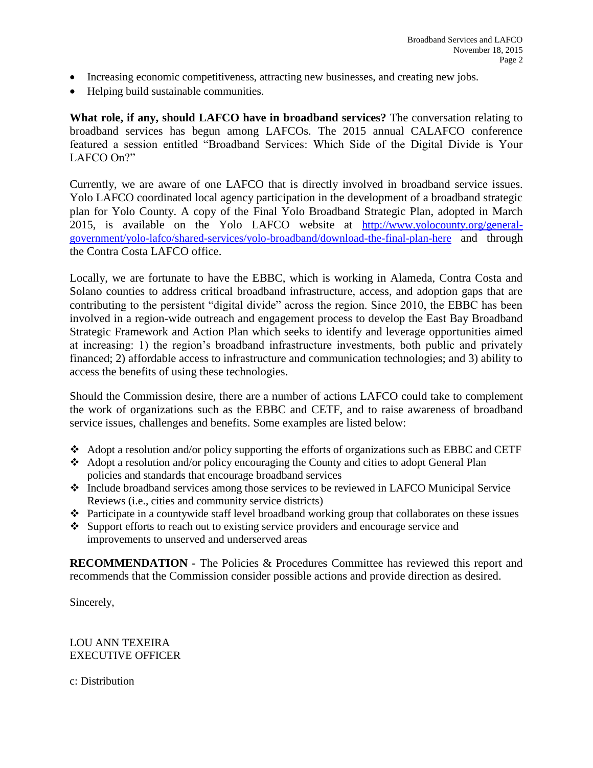- Increasing economic competitiveness, attracting new businesses, and creating new jobs.
- Helping build sustainable communities.

**What role, if any, should LAFCO have in broadband services?** The conversation relating to broadband services has begun among LAFCOs. The 2015 annual CALAFCO conference featured a session entitled "Broadband Services: Which Side of the Digital Divide is Your LAFCO On?"

Currently, we are aware of one LAFCO that is directly involved in broadband service issues. Yolo LAFCO coordinated local agency participation in the development of a broadband strategic plan for Yolo County. A copy of the Final Yolo Broadband Strategic Plan, adopted in March 2015, is available on the Yolo LAFCO website at [http://www.yolocounty.org/general-government/yolo-lafco/shared-services/yolo-broadband/download-the-final-plan-here](http://www.yolocounty.org/general-government/yolo-lafco/shared-services/yolo-broadband/download-the-final-plan-here) and through the Contra Costa LAFCO office.

Locally, we are fortunate to have the EBBC, which is working in Alameda, Contra Costa and Solano counties to address critical broadband infrastructure, access, and adoption gaps that are contributing to the persistent "digital divide" across the region. Since 2010, the EBBC has been involved in a region-wide outreach and engagement process to develop the East Bay Broadband Strategic Framework and Action Plan which seeks to identify and leverage opportunities aimed at increasing: 1) the region's broadband infrastructure investments, both public and privately financed; 2) affordable access to infrastructure and communication technologies; and 3) ability to access the benefits of using these technologies.

Should the Commission desire, there are a number of actions LAFCO could take to complement the work of organizations such as the EBBC and CETF, and to raise awareness of broadband service issues, challenges and benefits. Some examples are listed below:

- Adopt a resolution and/or policy supporting the efforts of organizations such as EBBC and CETF
- Adopt a resolution and/or policy encouraging the County and cities to adopt General Plan policies and standards that encourage broadband services
- Include broadband services among those services to be reviewed in LAFCO Municipal Service Reviews (i.e., cities and community service districts)
- Participate in a countywide staff level broadband working group that collaborates on these issues
- Support efforts to reach out to existing service providers and encourage service and improvements to unserved and underserved areas

**RECOMMENDATION -** The Policies & Procedures Committee has reviewed this report and recommends that the Commission consider possible actions and provide direction as desired.

Sincerely,

LOU ANN TEXEIRA
EXECUTIVE OFFICER

c: Distribution